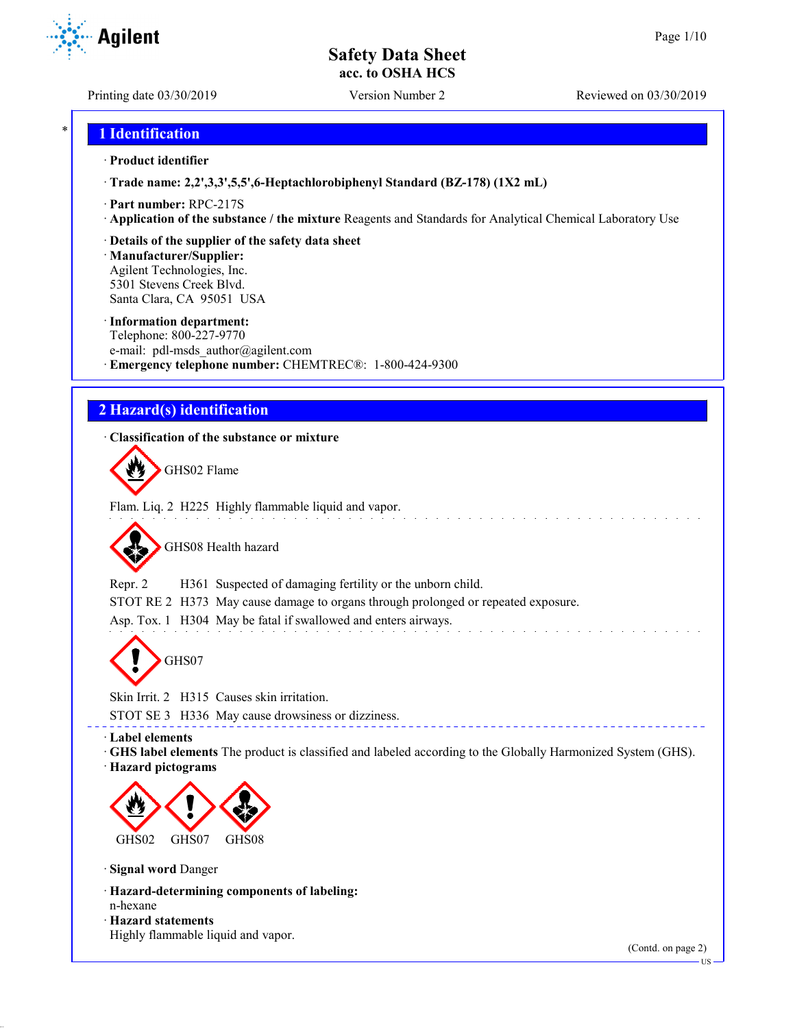# Safety Data Sheet
## acc. to OSHA HCS

Printing date 03/30/2019 Version Number 2 Reviewed on 03/30/2019

## 1 Identification

· **Product identifier**

· **Trade name: 2,2',3,3',5,5',6-Heptachlorobiphenyl Standard (BZ-178) (1X2 mL)**

· **Part number:** RPC-217S

· **Application of the substance / the mixture** Reagents and Standards for Analytical Chemical Laboratory Use

· **Details of the supplier of the safety data sheet**

· **Manufacturer/Supplier:**
Agilent Technologies, Inc.
5301 Stevens Creek Blvd.
Santa Clara, CA 95051 USA

· **Information department:**
Telephone: 800-227-9770
e-mail: pdl-msds_author@agilent.com

· **Emergency telephone number:** CHEMTREC®: 1-800-424-9300

## 2 Hazard(s) identification

· **Classification of the substance or mixture**

GHS02 Flame

Flam. Liq. 2 H225 Highly flammable liquid and vapor.

GHS08 Health hazard

Repr. 2 H361 Suspected of damaging fertility or the unborn child.

STOT RE 2 H373 May cause damage to organs through prolonged or repeated exposure.

Asp. Tox. 1 H304 May be fatal if swallowed and enters airways.

GHS07

Skin Irrit. 2 H315 Causes skin irritation.

STOT SE 3 H336 May cause drowsiness or dizziness.

· **Label elements**

· **GHS label elements** The product is classified and labeled according to the Globally Harmonized System (GHS).

· **Hazard pictograms**

GHS02 GHS07 GHS08

· **Signal word** Danger

· **Hazard-determining components of labeling:**
n-hexane

· **Hazard statements**
Highly flammable liquid and vapor.

(Contd. on page 2)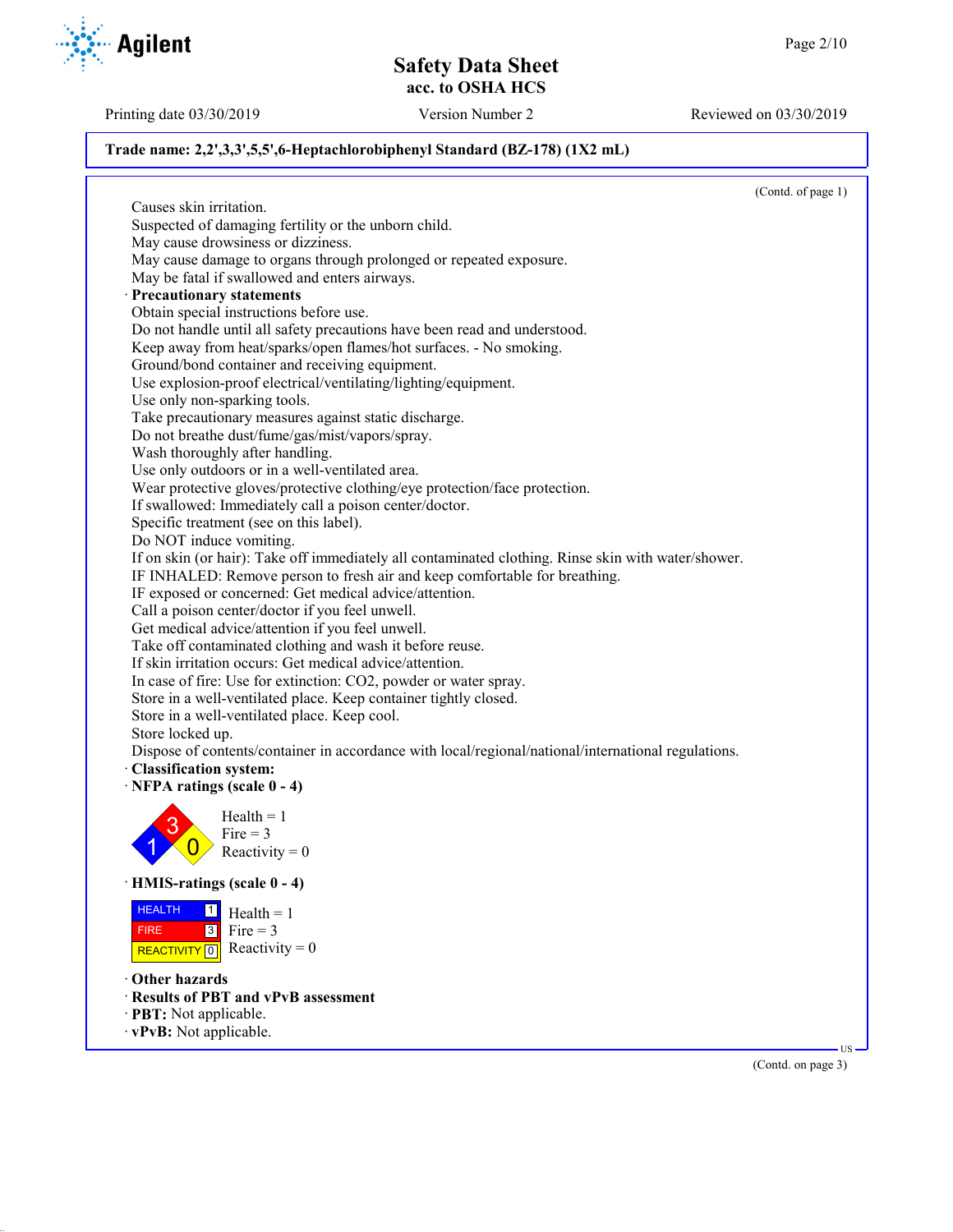**Trade name: 2,2',3,3',5,5',6-Heptachlorobiphenyl Standard (BZ-178) (1X2 mL)**

(Contd. of page 1)

Causes skin irritation.
Suspected of damaging fertility or the unborn child.
May cause drowsiness or dizziness.
May cause damage to organs through prolonged or repeated exposure.
May be fatal if swallowed and enters airways.

· **Precautionary statements**

Obtain special instructions before use.
Do not handle until all safety precautions have been read and understood.
Keep away from heat/sparks/open flames/hot surfaces. - No smoking.
Ground/bond container and receiving equipment.
Use explosion-proof electrical/ventilating/lighting/equipment.
Use only non-sparking tools.
Take precautionary measures against static discharge.
Do not breathe dust/fume/gas/mist/vapors/spray.
Wash thoroughly after handling.
Use only outdoors or in a well-ventilated area.
Wear protective gloves/protective clothing/eye protection/face protection.
If swallowed: Immediately call a poison center/doctor.
Specific treatment (see on this label).
Do NOT induce vomiting.
If on skin (or hair): Take off immediately all contaminated clothing. Rinse skin with water/shower.
IF INHALED: Remove person to fresh air and keep comfortable for breathing.
IF exposed or concerned: Get medical advice/attention.
Call a poison center/doctor if you feel unwell.
Get medical advice/attention if you feel unwell.
Take off contaminated clothing and wash it before reuse.
If skin irritation occurs: Get medical advice/attention.
In case of fire: Use for extinction: $CO_2$, powder or water spray.
Store in a well-ventilated place. Keep container tightly closed.
Store in a well-ventilated place. Keep cool.
Store locked up.
Dispose of contents/container in accordance with local/regional/national/international regulations.

· **Classification system:**

· **NFPA ratings (scale 0 - 4)**

Health = 1
Fire = 3
Reactivity = 0

· **HMIS-ratings (scale 0 - 4)**

| | | |
|---|---|---|
| HEALTH | 1 | Health = 1 |
| FIRE | 3 | Fire = 3 |
| REACTIVITY | 0 | Reactivity = 0 |

· **Other hazards**

· **Results of PBT and vPvB assessment**

· **PBT:** Not applicable.

· **vPvB:** Not applicable.

(Contd. on page 3)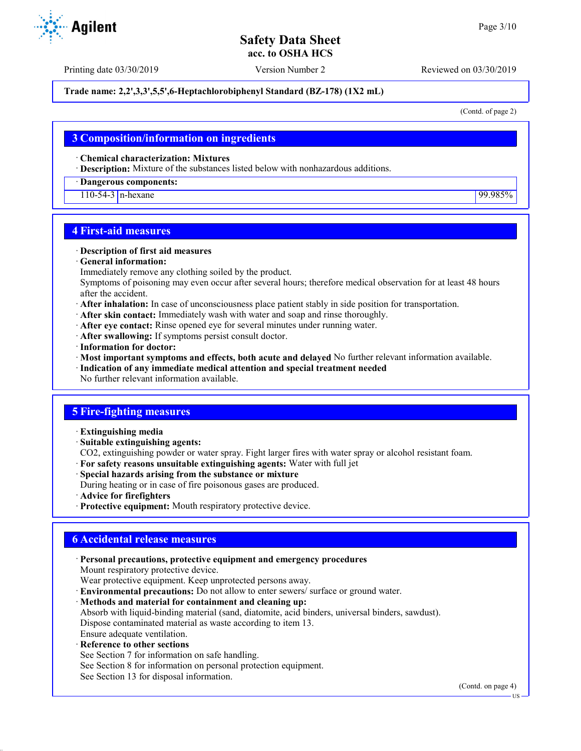**Trade name: 2,2',3,3',5,5',6-Heptachlorobiphenyl Standard (BZ-178) (1X2 mL)**

(Contd. of page 2)

## 3 Composition/information on ingredients

· **Chemical characterization: Mixtures**
· **Description:** Mixture of the substances listed below with nonhazardous additions.

| · Dangerous components: | | |
|---|---|---|
| 110-54-3 | n-hexane | 99.985% |

## 4 First-aid measures

· **Description of first aid measures**
· **General information:**
Immediately remove any clothing soiled by the product.
Symptoms of poisoning may even occur after several hours; therefore medical observation for at least 48 hours after the accident.
· **After inhalation:** In case of unconsciousness place patient stably in side position for transportation.
· **After skin contact:** Immediately wash with water and soap and rinse thoroughly.
· **After eye contact:** Rinse opened eye for several minutes under running water.
· **After swallowing:** If symptoms persist consult doctor.
· **Information for doctor:**
· **Most important symptoms and effects, both acute and delayed** No further relevant information available.
· **Indication of any immediate medical attention and special treatment needed**
No further relevant information available.

## 5 Fire-fighting measures

· **Extinguishing media**
· **Suitable extinguishing agents:**
CO2, extinguishing powder or water spray. Fight larger fires with water spray or alcohol resistant foam.
· **For safety reasons unsuitable extinguishing agents:** Water with full jet
· **Special hazards arising from the substance or mixture**
During heating or in case of fire poisonous gases are produced.
· **Advice for firefighters**
· **Protective equipment:** Mouth respiratory protective device.

## 6 Accidental release measures

· **Personal precautions, protective equipment and emergency procedures**
Mount respiratory protective device.
Wear protective equipment. Keep unprotected persons away.
· **Environmental precautions:** Do not allow to enter sewers/ surface or ground water.
· **Methods and material for containment and cleaning up:**
Absorb with liquid-binding material (sand, diatomite, acid binders, universal binders, sawdust).
Dispose contaminated material as waste according to item 13.
Ensure adequate ventilation.
· **Reference to other sections**
See Section 7 for information on safe handling.
See Section 8 for information on personal protection equipment.
See Section 13 for disposal information.

(Contd. on page 4)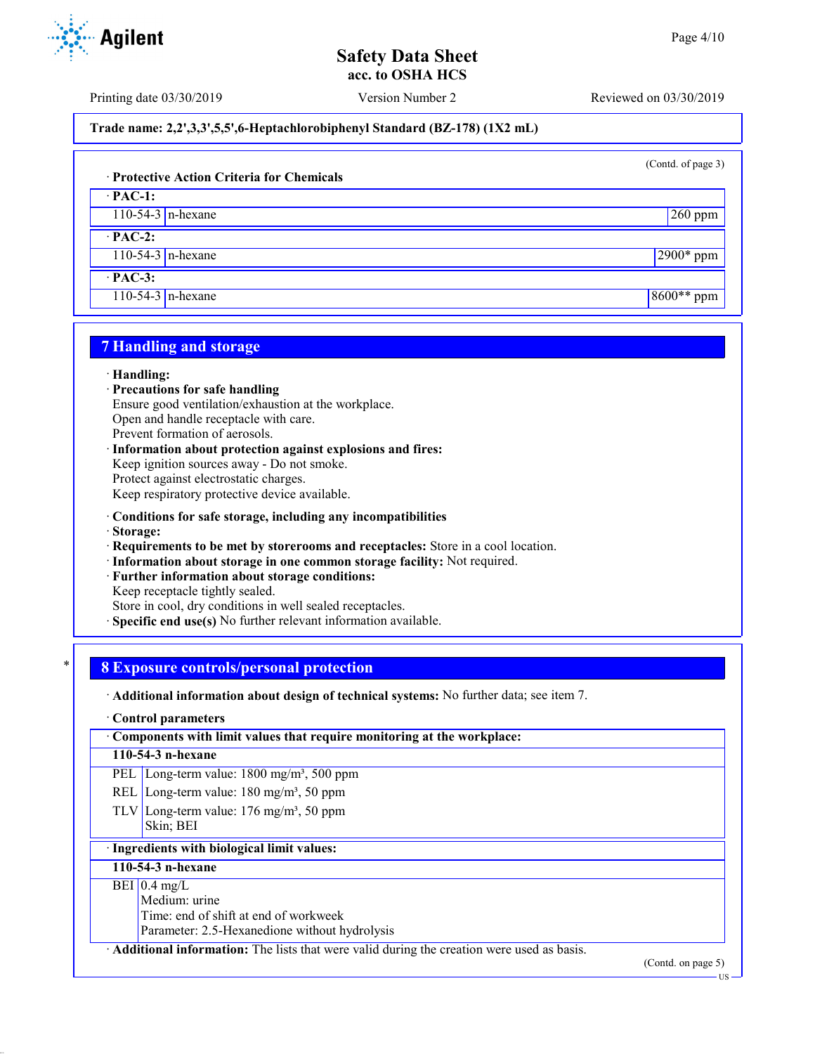**Trade name: 2,2',3,3',5,5',6-Heptachlorobiphenyl Standard (BZ-178) (1X2 mL)**

(Contd. of page 3)

· **Protective Action Criteria for Chemicals**

| · **PAC-1:** | | |
|---|---|---|
| 110-54-3 | n-hexane | 260 ppm |
| · **PAC-2:** | | |
| 110-54-3 | n-hexane | 2900* ppm |
| · **PAC-3:** | | |
| 110-54-3 | n-hexane | 8600** ppm |

## 7 Handling and storage

· **Handling:**
· **Precautions for safe handling**
Ensure good ventilation/exhaustion at the workplace.
Open and handle receptacle with care.
Prevent formation of aerosols.
· **Information about protection against explosions and fires:**
Keep ignition sources away - Do not smoke.
Protect against electrostatic charges.
Keep respiratory protective device available.

· **Conditions for safe storage, including any incompatibilities**
· **Storage:**
· **Requirements to be met by storerooms and receptacles:** Store in a cool location.
· **Information about storage in one common storage facility:** Not required.
· **Further information about storage conditions:**
Keep receptacle tightly sealed.
Store in cool, dry conditions in well sealed receptacles.
· **Specific end use(s)** No further relevant information available.

## * 8 Exposure controls/personal protection

· **Additional information about design of technical systems:** No further data; see item 7.

· **Control parameters**

| · **Components with limit values that require monitoring at the workplace:** | |
|---|---|
| **110-54-3 n-hexane** | |
| PEL | Long-term value: 1800 mg/m³, 500 ppm |
| REL | Long-term value: 180 mg/m³, 50 ppm |
| TLV | Long-term value: 176 mg/m³, 50 ppm<br>Skin; BEI |

| · **Ingredients with biological limit values:** | |
|---|---|
| **110-54-3 n-hexane** | |
| BEI | 0.4 mg/L<br>Medium: urine<br>Time: end of shift at end of workweek<br>Parameter: 2.5-Hexanedione without hydrolysis |

· **Additional information:** The lists that were valid during the creation were used as basis.

(Contd. on page 5)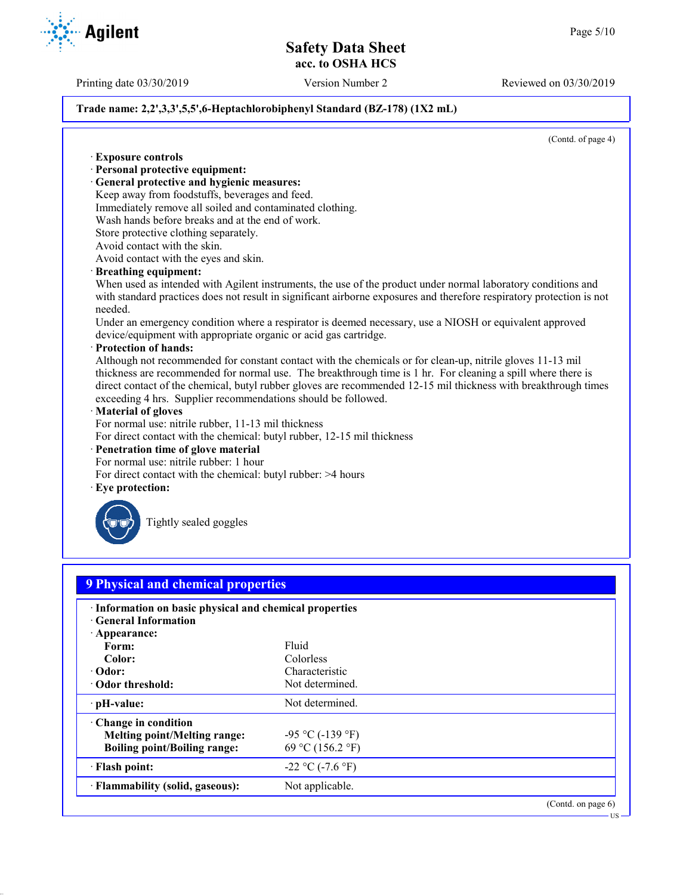Trade name: 2,2',3,3',5,5',6-Heptachlorobiphenyl Standard (BZ-178) (1X2 mL)

(Contd. of page 4)

· **Exposure controls**
· **Personal protective equipment:**
· **General protective and hygienic measures:**
Keep away from foodstuffs, beverages and feed.
Immediately remove all soiled and contaminated clothing.
Wash hands before breaks and at the end of work.
Store protective clothing separately.
Avoid contact with the skin.
Avoid contact with the eyes and skin.
· **Breathing equipment:**
When used as intended with Agilent instruments, the use of the product under normal laboratory conditions and with standard practices does not result in significant airborne exposures and therefore respiratory protection is not needed.
Under an emergency condition where a respirator is deemed necessary, use a NIOSH or equivalent approved device/equipment with appropriate organic or acid gas cartridge.
· **Protection of hands:**
Although not recommended for constant contact with the chemicals or for clean-up, nitrile gloves 11-13 mil thickness are recommended for normal use. The breakthrough time is 1 hr. For cleaning a spill where there is direct contact of the chemical, butyl rubber gloves are recommended 12-15 mil thickness with breakthrough times exceeding 4 hrs. Supplier recommendations should be followed.
· **Material of gloves**
For normal use: nitrile rubber, 11-13 mil thickness
For direct contact with the chemical: butyl rubber, 12-15 mil thickness
· **Penetration time of glove material**
For normal use: nitrile rubber: 1 hour
For direct contact with the chemical: butyl rubber: >4 hours
· **Eye protection:**

Tightly sealed goggles

## 9 Physical and chemical properties

| · **Information on basic physical and chemical properties** | |
|---|---|
| · **General Information** | |
| · **Appearance:** | |
| **Form:** | Fluid |
| **Color:** | Colorless |
| · **Odor:** | Characteristic |
| · **Odor threshold:** | Not determined. |
| · **pH-value:** | Not determined. |
| · **Change in condition** | |
| **Melting point/Melting range:** | -95 °C (-139 °F) |
| **Boiling point/Boiling range:** | 69 °C (156.2 °F) |
| · **Flash point:** | -22 °C (-7.6 °F) |
| · **Flammability (solid, gaseous):** | Not applicable. |

(Contd. on page 6)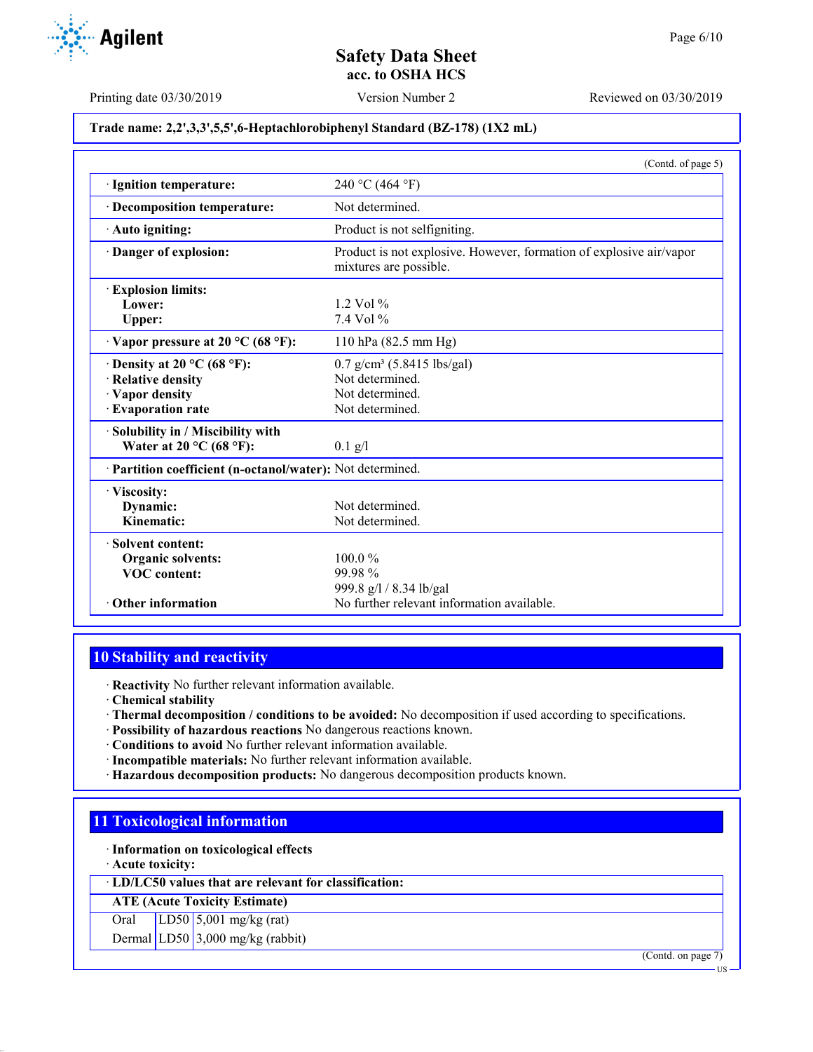**Trade name: 2,2',3,3',5,5',6-Heptachlorobiphenyl Standard (BZ-178) (1X2 mL)**

(Contd. of page 5)

| | |
|---|---|
| · **Ignition temperature:** | 240 °C (464 °F) |
| · **Decomposition temperature:** | Not determined. |
| · **Auto igniting:** | Product is not selfigniting. |
| · **Danger of explosion:** | Product is not explosive. However, formation of explosive air/vapor mixtures are possible. |
| · **Explosion limits:** | |
| **Lower:** | 1.2 Vol % |
| **Upper:** | 7.4 Vol % |
| · **Vapor pressure at 20 °C (68 °F):** | 110 hPa (82.5 mm Hg) |
| · **Density at 20 °C (68 °F):** | 0.7 g/cm³ (5.8415 lbs/gal) |
| · **Relative density** | Not determined. |
| · **Vapor density** | Not determined. |
| · **Evaporation rate** | Not determined. |
| · **Solubility in / Miscibility with** | |
| **Water at 20 °C (68 °F):** | 0.1 g/l |
| · **Partition coefficient (n-octanol/water):** | Not determined. |
| · **Viscosity:** | |
| **Dynamic:** | Not determined. |
| **Kinematic:** | Not determined. |
| · **Solvent content:** | |
| **Organic solvents:** | 100.0 % |
| **VOC content:** | 99.98 % |
| | 999.8 g/l / 8.34 lb/gal |
| · **Other information** | No further relevant information available. |

## 10 Stability and reactivity

· **Reactivity** No further relevant information available.
· **Chemical stability**
· **Thermal decomposition / conditions to be avoided:** No decomposition if used according to specifications.
· **Possibility of hazardous reactions** No dangerous reactions known.
· **Conditions to avoid** No further relevant information available.
· **Incompatible materials:** No further relevant information available.
· **Hazardous decomposition products:** No dangerous decomposition products known.

## 11 Toxicological information

· **Information on toxicological effects**
· **Acute toxicity:**

| · **LD/LC50 values that are relevant for classification:** | | |
|---|---|---|
| **ATE (Acute Toxicity Estimate)** | | |
| Oral | LD50 | 5,001 mg/kg (rat) |
| Dermal | LD50 | 3,000 mg/kg (rabbit) |

(Contd. on page 7)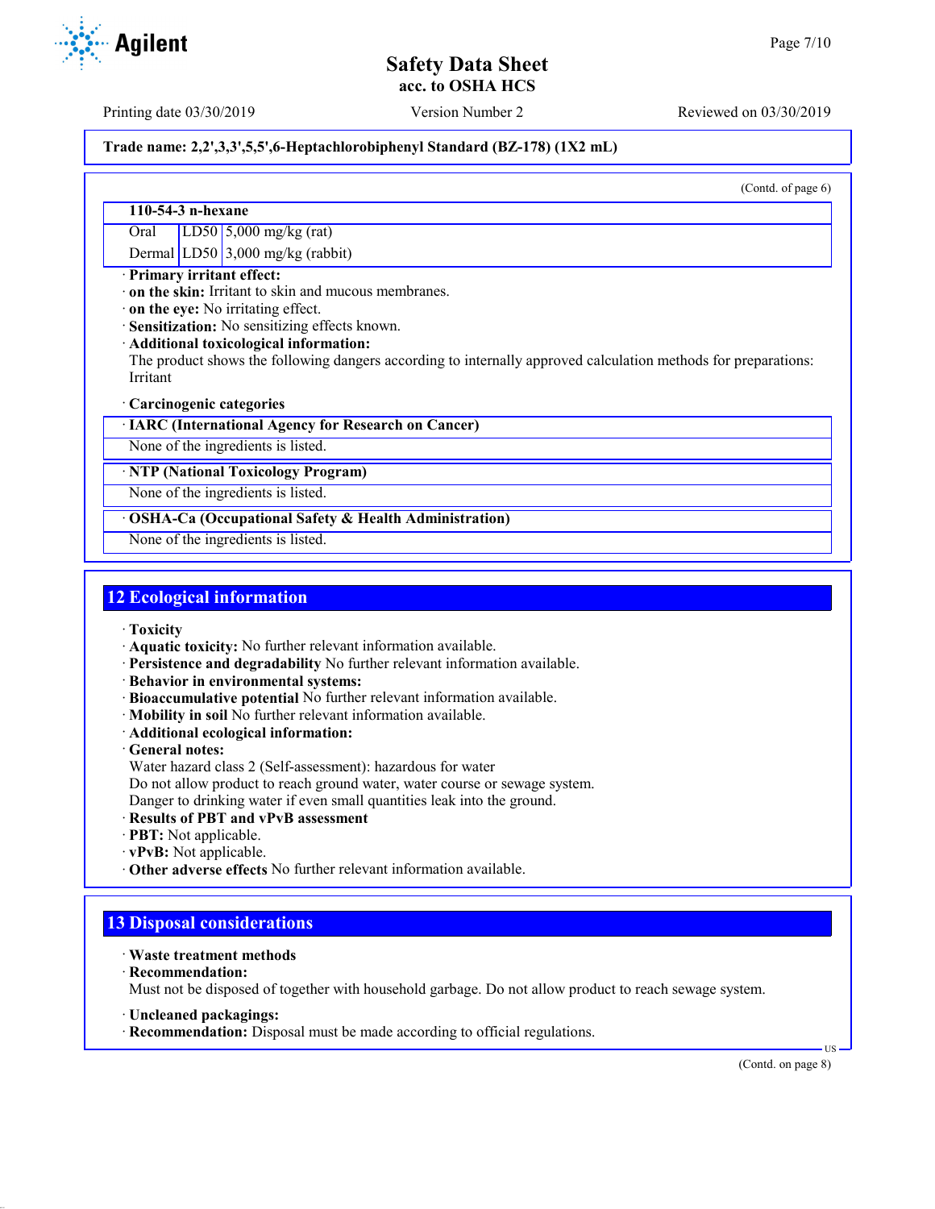(Contd. of page 6)

| 110-54-3 n-hexane | | |
|---|---|---|
| Oral | LD50 | 5,000 mg/kg (rat) |
| Dermal | LD50 | 3,000 mg/kg (rabbit) |

· **Primary irritant effect:**
· **on the skin:** Irritant to skin and mucous membranes.
· **on the eye:** No irritating effect.
· **Sensitization:** No sensitizing effects known.
· **Additional toxicological information:**
The product shows the following dangers according to internally approved calculation methods for preparations:
Irritant

· **Carcinogenic categories**

| · IARC (International Agency for Research on Cancer) |
|---|
| None of the ingredients is listed. |

| · NTP (National Toxicology Program) |
|---|
| None of the ingredients is listed. |

| · OSHA-Ca (Occupational Safety & Health Administration) |
|---|
| None of the ingredients is listed. |

## 12 Ecological information

· **Toxicity**
· **Aquatic toxicity:** No further relevant information available.
· **Persistence and degradability** No further relevant information available.
· **Behavior in environmental systems:**
· **Bioaccumulative potential** No further relevant information available.
· **Mobility in soil** No further relevant information available.
· **Additional ecological information:**
· **General notes:**
Water hazard class 2 (Self-assessment): hazardous for water
Do not allow product to reach ground water, water course or sewage system.
Danger to drinking water if even small quantities leak into the ground.
· **Results of PBT and vPvB assessment**
· **PBT:** Not applicable.
· **vPvB:** Not applicable.
· **Other adverse effects** No further relevant information available.

## 13 Disposal considerations

· **Waste treatment methods**
· **Recommendation:**
Must not be disposed of together with household garbage. Do not allow product to reach sewage system.

· **Uncleaned packagings:**
· **Recommendation:** Disposal must be made according to official regulations.

(Contd. on page 8)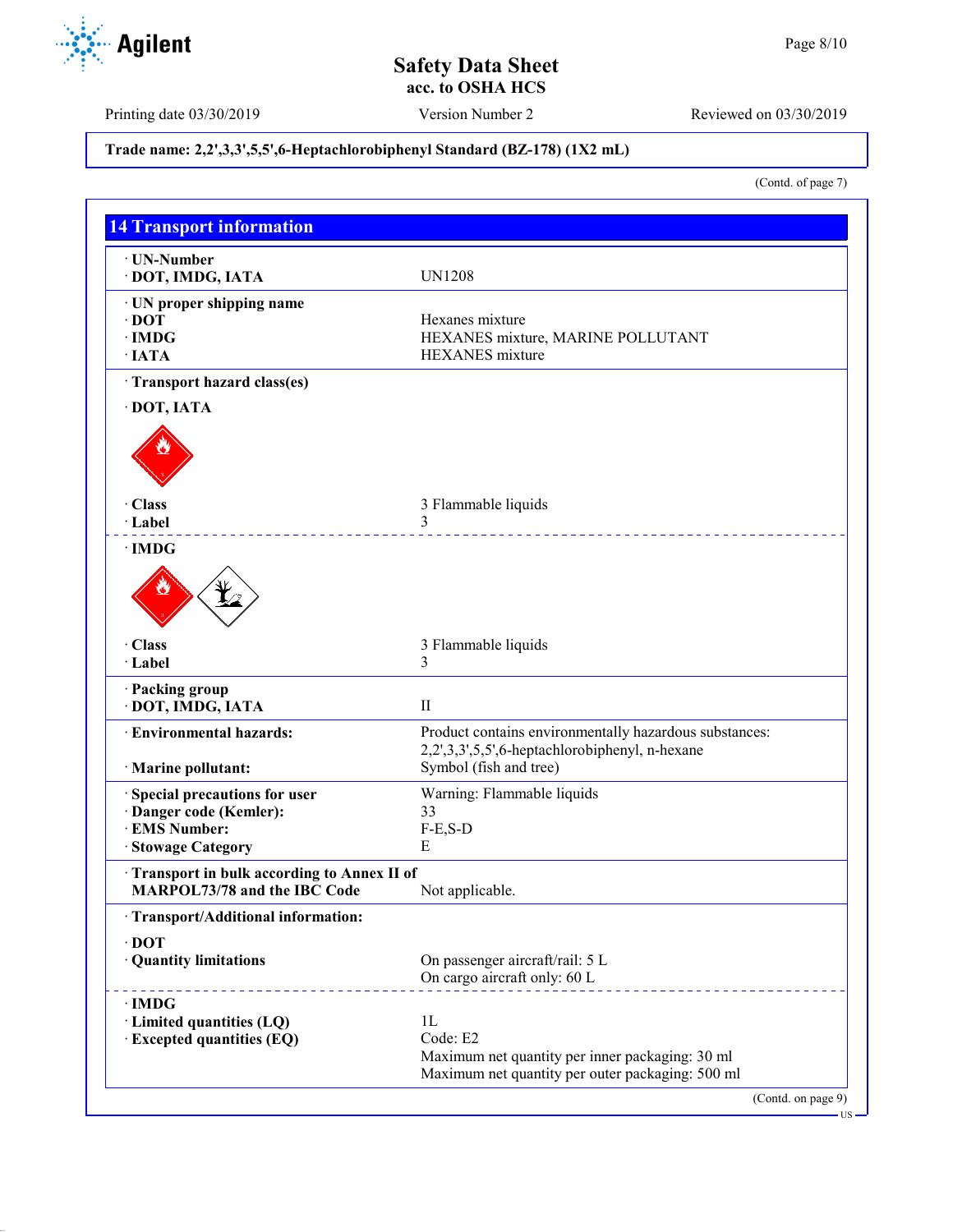**Trade name: 2,2',3,3',5,5',6-Heptachlorobiphenyl Standard (BZ-178) (1X2 mL)**

(Contd. of page 7)

## 14 Transport information

| | |
|---|---|
| · **UN-Number** | |
| · **DOT, IMDG, IATA** | UN1208 |
| · **UN proper shipping name** | |
| · **DOT** | Hexanes mixture |
| · **IMDG** | HEXANES mixture, MARINE POLLUTANT |
| · **IATA** | HEXANES mixture |
| · **Transport hazard class(es)** | |
| · **DOT, IATA** | |
| · **Class** | 3 Flammable liquids |
| · **Label** | 3 |
| · **IMDG** | |
| · **Class** | 3 Flammable liquids |
| · **Label** | 3 |
| · **Packing group** | |
| · **DOT, IMDG, IATA** | II |
| · **Environmental hazards:** | Product contains environmentally hazardous substances: 2,2',3,3',5,5',6-heptachlorobiphenyl, n-hexane |
| · **Marine pollutant:** | Symbol (fish and tree) |
| · **Special precautions for user** | Warning: Flammable liquids |
| · **Danger code (Kemler):** | 33 |
| · **EMS Number:** | F-E,S-D |
| · **Stowage Category** | E |
| · **Transport in bulk according to Annex II of MARPOL73/78 and the IBC Code** | Not applicable. |
| · **Transport/Additional information:** | |
| · **DOT** | |
| · **Quantity limitations** | On passenger aircraft/rail: 5 L<br>On cargo aircraft only: 60 L |
| · **IMDG** | |
| · **Limited quantities (LQ)** | 1L |
| · **Excepted quantities (EQ)** | Code: E2<br>Maximum net quantity per inner packaging: 30 ml<br>Maximum net quantity per outer packaging: 500 ml |

(Contd. on page 9)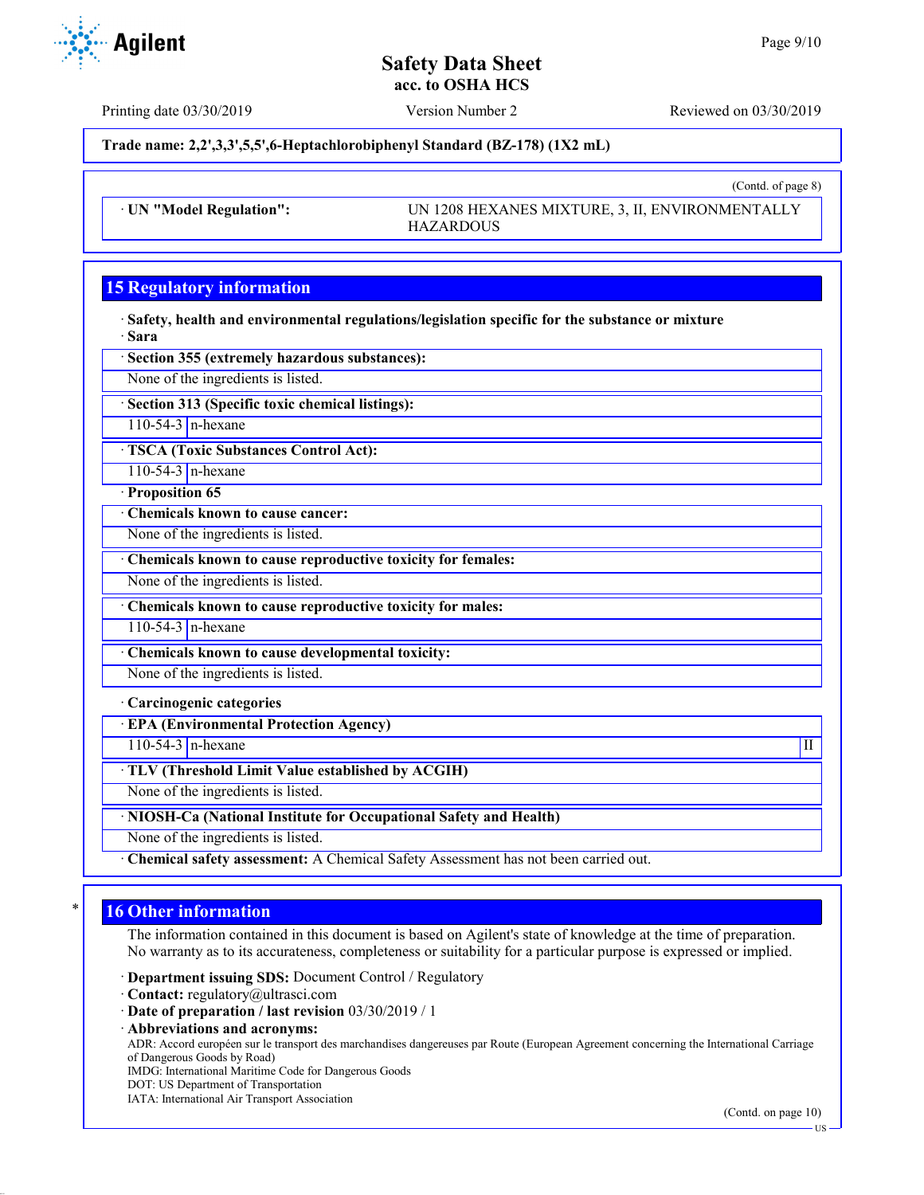**Trade name: 2,2',3,3',5,5',6-Heptachlorobiphenyl Standard (BZ-178) (1X2 mL)**

(Contd. of page 8)

| · UN "Model Regulation": | UN 1208 HEXANES MIXTURE, 3, II, ENVIRONMENTALLY HAZARDOUS |
| --- | --- |

## 15 Regulatory information

· **Safety, health and environmental regulations/legislation specific for the substance or mixture**
· **Sara**

· **Section 355 (extremely hazardous substances):**

None of the ingredients is listed.

· **Section 313 (Specific toxic chemical listings):**

| 110-54-3 | n-hexane |
| --- | --- |

· **TSCA (Toxic Substances Control Act):**

| 110-54-3 | n-hexane |
| --- | --- |

· **Proposition 65**

· **Chemicals known to cause cancer:**

None of the ingredients is listed.

· **Chemicals known to cause reproductive toxicity for females:**

None of the ingredients is listed.

· **Chemicals known to cause reproductive toxicity for males:**

| 110-54-3 | n-hexane |
| --- | --- |

· **Chemicals known to cause developmental toxicity:**

None of the ingredients is listed.

· **Carcinogenic categories**

· **EPA (Environmental Protection Agency)**

| 110-54-3 | n-hexane | II |
| --- | --- | --- |

· **TLV (Threshold Limit Value established by ACGIH)**

None of the ingredients is listed.

· **NIOSH-Ca (National Institute for Occupational Safety and Health)**

None of the ingredients is listed.

· **Chemical safety assessment:** A Chemical Safety Assessment has not been carried out.

## 16 Other information

The information contained in this document is based on Agilent's state of knowledge at the time of preparation. No warranty as to its accurateness, completeness or suitability for a particular purpose is expressed or implied.

· **Department issuing SDS:** Document Control / Regulatory
· **Contact:** regulatory@ultrasci.com
· **Date of preparation / last revision** 03/30/2019 / 1
· **Abbreviations and acronyms:**
ADR: Accord européen sur le transport des marchandises dangereuses par Route (European Agreement concerning the International Carriage of Dangerous Goods by Road)
IMDG: International Maritime Code for Dangerous Goods
DOT: US Department of Transportation
IATA: International Air Transport Association

(Contd. on page 10)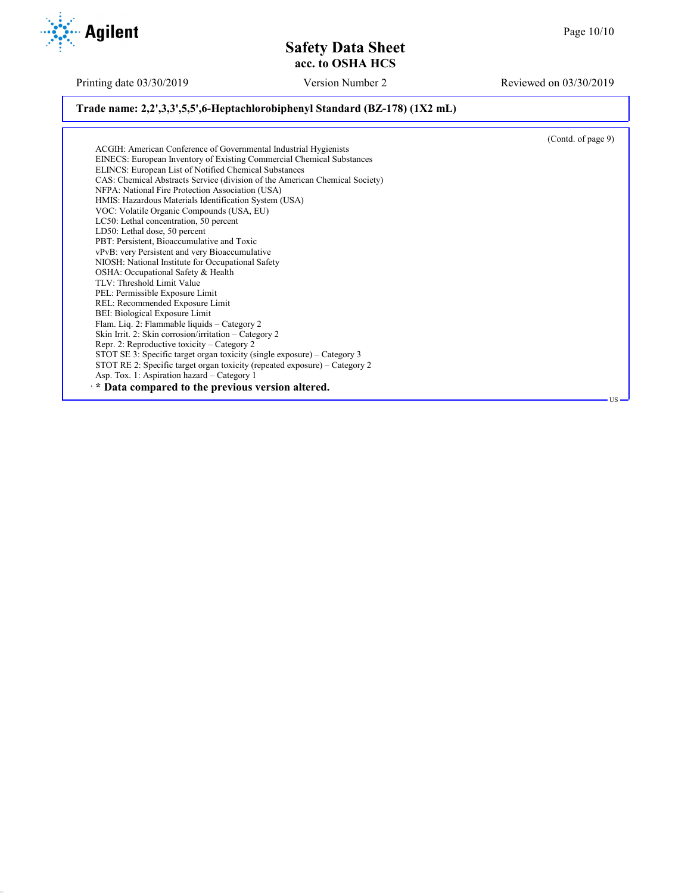Trade name: 2,2',3,3',5,5',6-Heptachlorobiphenyl Standard (BZ-178) (1X2 mL)

(Contd. of page 9)

ACGIH: American Conference of Governmental Industrial Hygienists
EINECS: European Inventory of Existing Commercial Chemical Substances
ELINCS: European List of Notified Chemical Substances
CAS: Chemical Abstracts Service (division of the American Chemical Society)
NFPA: National Fire Protection Association (USA)
HMIS: Hazardous Materials Identification System (USA)
VOC: Volatile Organic Compounds (USA, EU)
LC50: Lethal concentration, 50 percent
LD50: Lethal dose, 50 percent
PBT: Persistent, Bioaccumulative and Toxic
vPvB: very Persistent and very Bioaccumulative
NIOSH: National Institute for Occupational Safety
OSHA: Occupational Safety & Health
TLV: Threshold Limit Value
PEL: Permissible Exposure Limit
REL: Recommended Exposure Limit
BEI: Biological Exposure Limit
Flam. Liq. 2: Flammable liquids – Category 2
Skin Irrit. 2: Skin corrosion/irritation – Category 2
Repr. 2: Reproductive toxicity – Category 2
STOT SE 3: Specific target organ toxicity (single exposure) – Category 3
STOT RE 2: Specific target organ toxicity (repeated exposure) – Category 2
Asp. Tox. 1: Aspiration hazard – Category 1

· **\* Data compared to the previous version altered.**

US